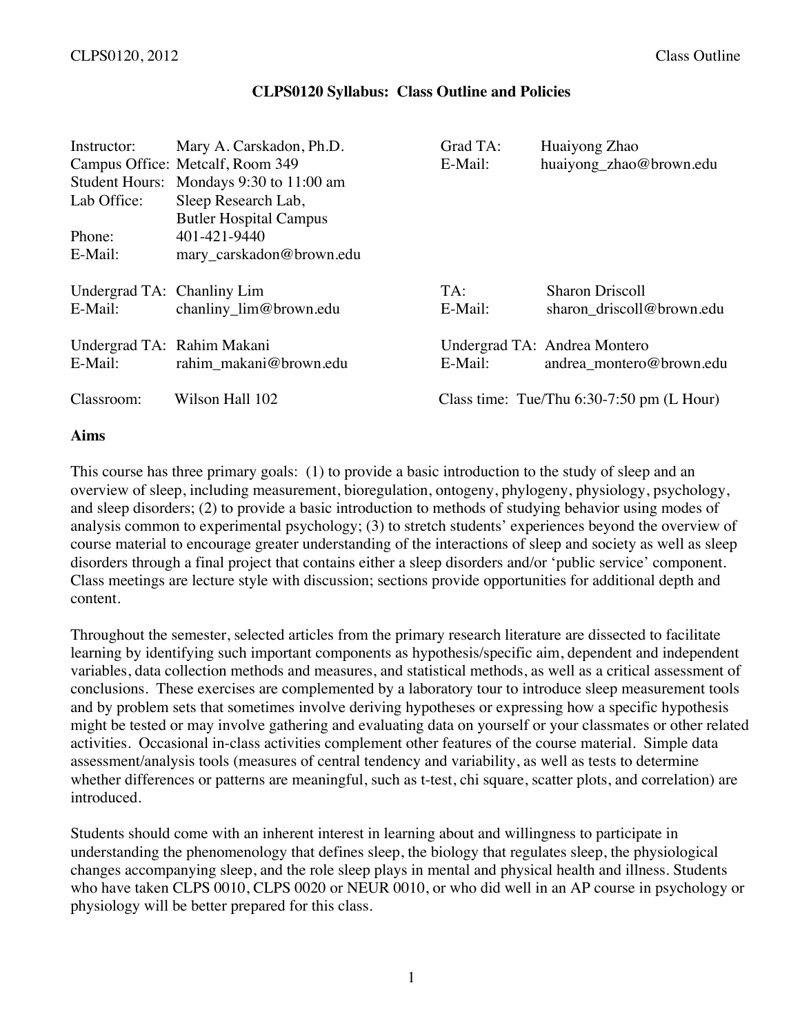# CLPS0120 Syllabus: Class Outline and Policies

| | | | |
|---|---|---|---|
| Instructor: | Mary A. Carskadon, Ph.D. | Grad TA: | Huaiyong Zhao |
| Campus Office: | Metcalf, Room 349 | E-Mail: | huaiyong_zhao@brown.edu |
| Student Hours: | Mondays 9:30 to 11:00 am | | |
| Lab Office: | Sleep Research Lab, Butler Hospital Campus | | |
| Phone: | 401-421-9440 | | |
| E-Mail: | mary_carskadon@brown.edu | | |
| Undergrad TA: | Chanliny Lim | TA: | Sharon Driscoll |
| E-Mail: | chanliny_lim@brown.edu | E-Mail: | sharon_driscoll@brown.edu |
| Undergrad TA: | Rahim Makani | Undergrad TA: | Andrea Montero |
| E-Mail: | rahim_makani@brown.edu | E-Mail: | andrea_montero@brown.edu |
| Classroom: | Wilson Hall 102 | Class time: | Tue/Thu 6:30-7:50 pm (L Hour) |

**Aims**

This course has three primary goals: (1) to provide a basic introduction to the study of sleep and an overview of sleep, including measurement, bioregulation, ontogeny, phylogeny, physiology, psychology, and sleep disorders; (2) to provide a basic introduction to methods of studying behavior using modes of analysis common to experimental psychology; (3) to stretch students' experiences beyond the overview of course material to encourage greater understanding of the interactions of sleep and society as well as sleep disorders through a final project that contains either a sleep disorders and/or 'public service' component. Class meetings are lecture style with discussion; sections provide opportunities for additional depth and content.

Throughout the semester, selected articles from the primary research literature are dissected to facilitate learning by identifying such important components as hypothesis/specific aim, dependent and independent variables, data collection methods and measures, and statistical methods, as well as a critical assessment of conclusions. These exercises are complemented by a laboratory tour to introduce sleep measurement tools and by problem sets that sometimes involve deriving hypotheses or expressing how a specific hypothesis might be tested or may involve gathering and evaluating data on yourself or your classmates or other related activities. Occasional in-class activities complement other features of the course material. Simple data assessment/analysis tools (measures of central tendency and variability, as well as tests to determine whether differences or patterns are meaningful, such as t-test, chi square, scatter plots, and correlation) are introduced.

Students should come with an inherent interest in learning about and willingness to participate in understanding the phenomenology that defines sleep, the biology that regulates sleep, the physiological changes accompanying sleep, and the role sleep plays in mental and physical health and illness. Students who have taken CLPS 0010, CLPS 0020 or NEUR 0010, or who did well in an AP course in psychology or physiology will be better prepared for this class.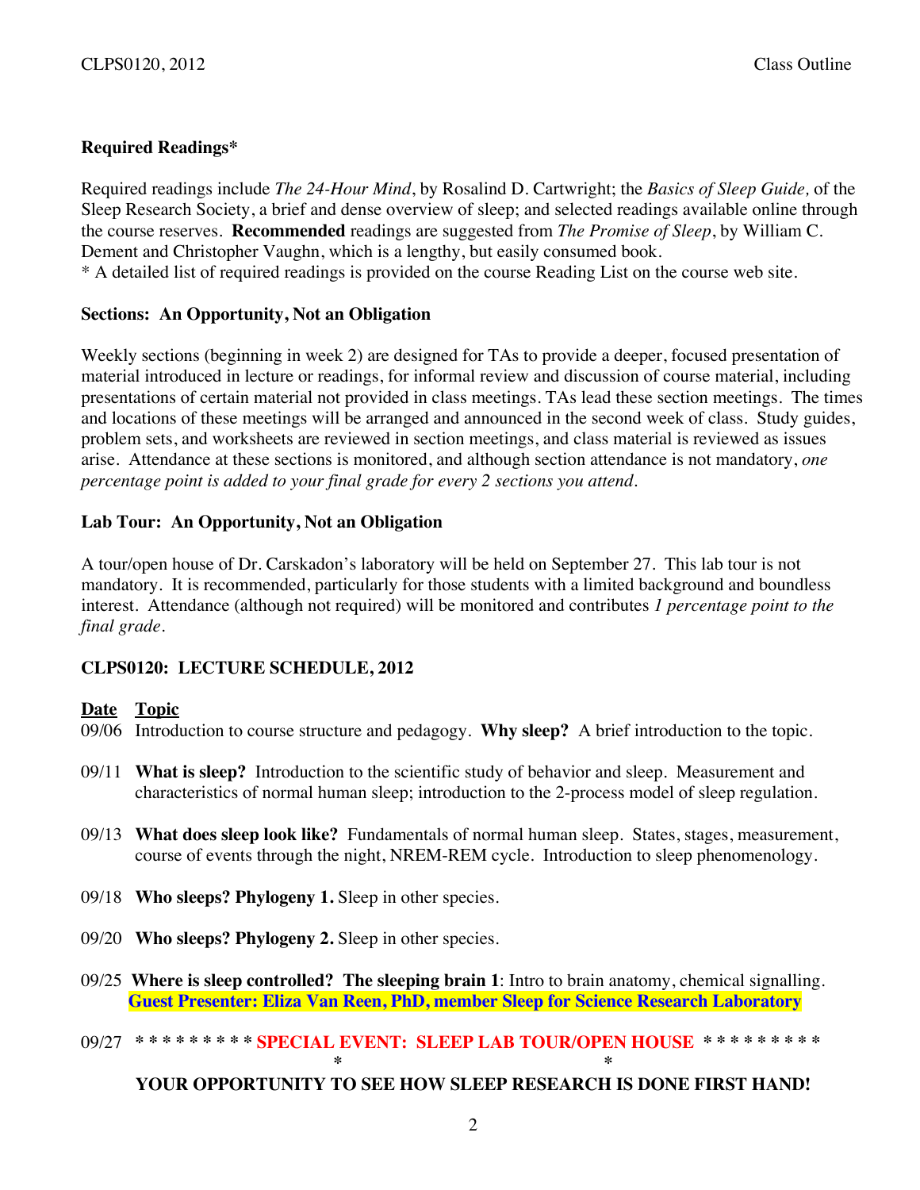### Required Readings*

Required readings include *The 24-Hour Mind*, by Rosalind D. Cartwright; the *Basics of Sleep Guide,* of the Sleep Research Society, a brief and dense overview of sleep; and selected readings available online through the course reserves. **Recommended** readings are suggested from *The Promise of Sleep*, by William C. Dement and Christopher Vaughn, which is a lengthy, but easily consumed book.
* A detailed list of required readings is provided on the course Reading List on the course web site.

### Sections: An Opportunity, Not an Obligation

Weekly sections (beginning in week 2) are designed for TAs to provide a deeper, focused presentation of material introduced in lecture or readings, for informal review and discussion of course material, including presentations of certain material not provided in class meetings. TAs lead these section meetings. The times and locations of these meetings will be arranged and announced in the second week of class. Study guides, problem sets, and worksheets are reviewed in section meetings, and class material is reviewed as issues arise. Attendance at these sections is monitored, and although section attendance is not mandatory, *one percentage point is added to your final grade for every 2 sections you attend.*

### Lab Tour: An Opportunity, Not an Obligation

A tour/open house of Dr. Carskadon's laboratory will be held on September 27. This lab tour is not mandatory. It is recommended, particularly for those students with a limited background and boundless interest. Attendance (although not required) will be monitored and contributes *1 percentage point to the final grade.*

### CLPS0120: LECTURE SCHEDULE, 2012

| Date | Topic |
|---|---|
| 09/06 | Introduction to course structure and pedagogy. **Why sleep?** A brief introduction to the topic. |
| 09/11 | **What is sleep?** Introduction to the scientific study of behavior and sleep. Measurement and characteristics of normal human sleep; introduction to the 2-process model of sleep regulation. |
| 09/13 | **What does sleep look like?** Fundamentals of normal human sleep. States, stages, measurement, course of events through the night, NREM-REM cycle. Introduction to sleep phenomenology. |
| 09/18 | **Who sleeps? Phylogeny 1.** Sleep in other species. |
| 09/20 | **Who sleeps? Phylogeny 2.** Sleep in other species. |
| 09/25 | **Where is sleep controlled? The sleeping brain 1**: Intro to brain anatomy, chemical signalling. **Guest Presenter: Eliza Van Reen, PhD, member Sleep for Science Research Laboratory** |
| 09/27 | ********* **SPECIAL EVENT: SLEEP LAB TOUR/OPEN HOUSE** ********* **YOUR OPPORTUNITY TO SEE HOW SLEEP RESEARCH IS DONE FIRST HAND!** |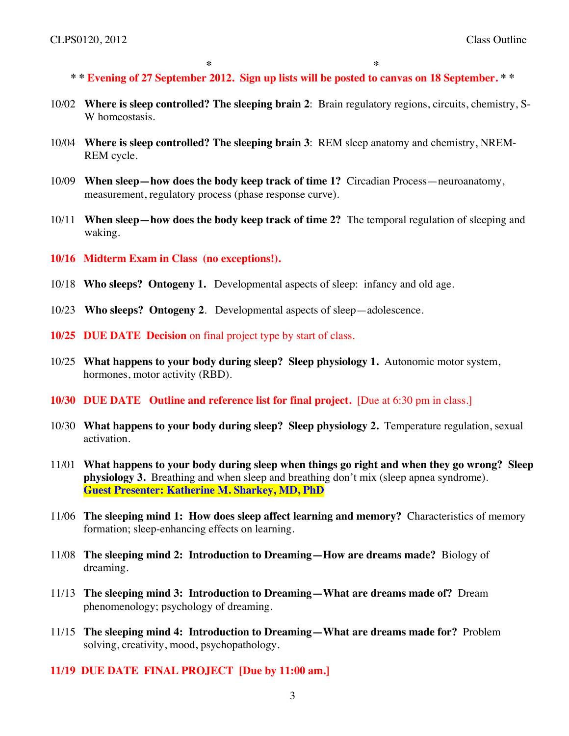\* \*

**\* \* Evening of 27 September 2012. Sign up lists will be posted to canvas on 18 September. \* \***

10/02 **Where is sleep controlled? The sleeping brain 2**: Brain regulatory regions, circuits, chemistry, S-W homeostasis.

10/04 **Where is sleep controlled? The sleeping brain 3**: REM sleep anatomy and chemistry, NREM-REM cycle.

10/09 **When sleep—how does the body keep track of time 1?** Circadian Process—neuroanatomy, measurement, regulatory process (phase response curve).

10/11 **When sleep—how does the body keep track of time 2?** The temporal regulation of sleeping and waking.

**10/16 Midterm Exam in Class (no exceptions!).**

10/18 **Who sleeps? Ontogeny 1.** Developmental aspects of sleep: infancy and old age.

10/23 **Who sleeps? Ontogeny 2**. Developmental aspects of sleep—adolescence.

**10/25 DUE DATE Decision** on final project type by start of class.

10/25 **What happens to your body during sleep? Sleep physiology 1.** Autonomic motor system, hormones, motor activity (RBD).

**10/30 DUE DATE Outline and reference list for final project.** [Due at 6:30 pm in class.]

10/30 **What happens to your body during sleep? Sleep physiology 2.** Temperature regulation, sexual activation.

11/01 **What happens to your body during sleep when things go right and when they go wrong? Sleep physiology 3.** Breathing and when sleep and breathing don't mix (sleep apnea syndrome). **Guest Presenter: Katherine M. Sharkey, MD, PhD**

11/06 **The sleeping mind 1: How does sleep affect learning and memory?** Characteristics of memory formation; sleep-enhancing effects on learning.

11/08 **The sleeping mind 2: Introduction to Dreaming—How are dreams made?** Biology of dreaming.

11/13 **The sleeping mind 3: Introduction to Dreaming—What are dreams made of?** Dream phenomenology; psychology of dreaming.

11/15 **The sleeping mind 4: Introduction to Dreaming—What are dreams made for?** Problem solving, creativity, mood, psychopathology.

**11/19 DUE DATE FINAL PROJECT [Due by 11:00 am.]**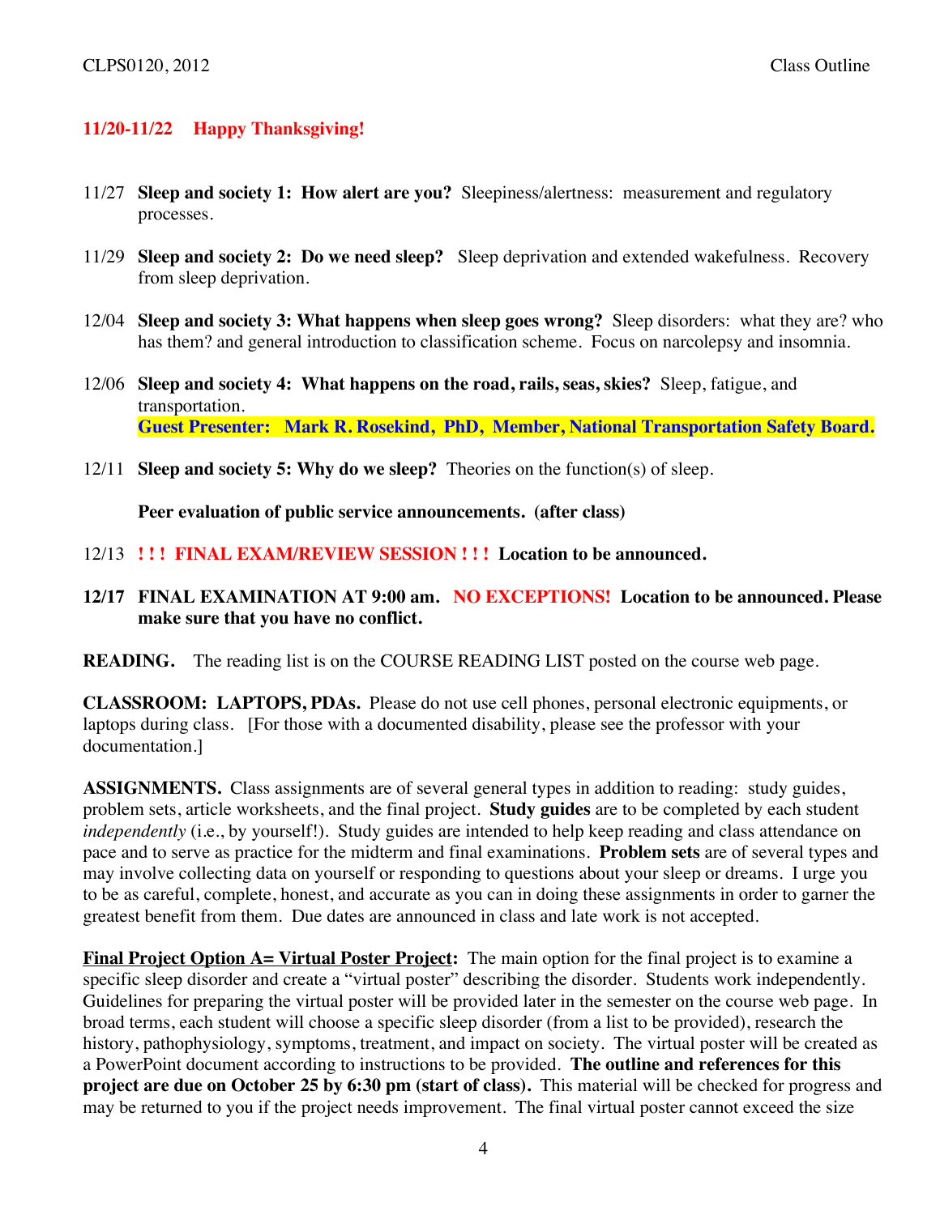**11/20-11/22 Happy Thanksgiving!**

11/27 **Sleep and society 1: How alert are you?** Sleepiness/alertness: measurement and regulatory processes.

11/29 **Sleep and society 2: Do we need sleep?** Sleep deprivation and extended wakefulness. Recovery from sleep deprivation.

12/04 **Sleep and society 3: What happens when sleep goes wrong?** Sleep disorders: what they are? who has them? and general introduction to classification scheme. Focus on narcolepsy and insomnia.

12/06 **Sleep and society 4: What happens on the road, rails, seas, skies?** Sleep, fatigue, and transportation.
**Guest Presenter: Mark R. Rosekind, PhD, Member, National Transportation Safety Board.**

12/11 **Sleep and society 5: Why do we sleep?** Theories on the function(s) of sleep.

**Peer evaluation of public service announcements. (after class)**

12/13 **! ! ! FINAL EXAM/REVIEW SESSION ! ! ! Location to be announced.**

**12/17 FINAL EXAMINATION AT 9:00 am. NO EXCEPTIONS! Location to be announced. Please make sure that you have no conflict.**

**READING.** The reading list is on the COURSE READING LIST posted on the course web page.

**CLASSROOM: LAPTOPS, PDAs.** Please do not use cell phones, personal electronic equipments, or laptops during class. [For those with a documented disability, please see the professor with your documentation.]

**ASSIGNMENTS.** Class assignments are of several general types in addition to reading: study guides, problem sets, article worksheets, and the final project. **Study guides** are to be completed by each student *independently* (i.e., by yourself!). Study guides are intended to help keep reading and class attendance on pace and to serve as practice for the midterm and final examinations. **Problem sets** are of several types and may involve collecting data on yourself or responding to questions about your sleep or dreams. I urge you to be as careful, complete, honest, and accurate as you can in doing these assignments in order to garner the greatest benefit from them. Due dates are announced in class and late work is not accepted.

**Final Project Option A= Virtual Poster Project:** The main option for the final project is to examine a specific sleep disorder and create a "virtual poster" describing the disorder. Students work independently. Guidelines for preparing the virtual poster will be provided later in the semester on the course web page. In broad terms, each student will choose a specific sleep disorder (from a list to be provided), research the history, pathophysiology, symptoms, treatment, and impact on society. The virtual poster will be created as a PowerPoint document according to instructions to be provided. **The outline and references for this project are due on October 25 by 6:30 pm (start of class).** This material will be checked for progress and may be returned to you if the project needs improvement. The final virtual poster cannot exceed the size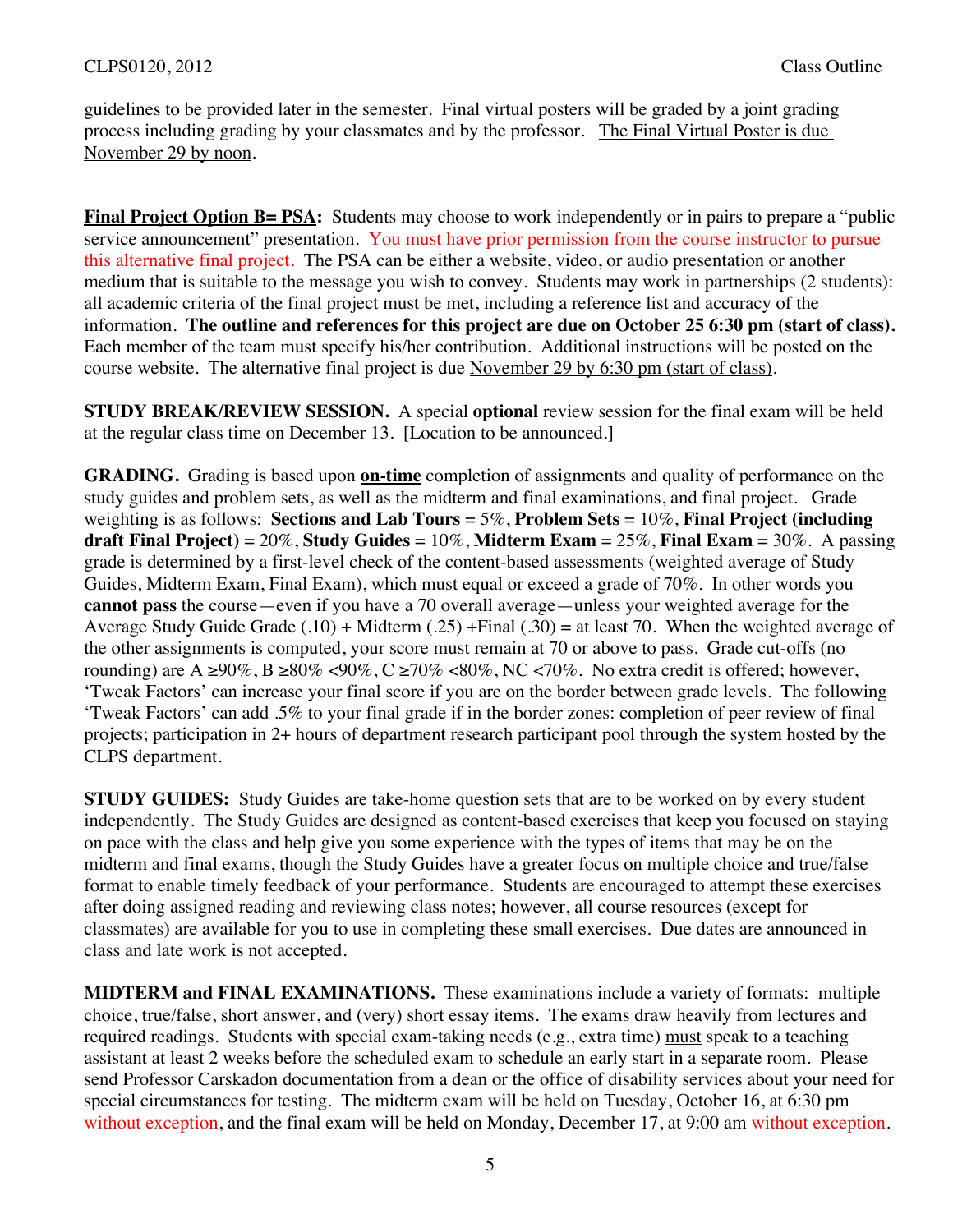guidelines to be provided later in the semester. Final virtual posters will be graded by a joint grading process including grading by your classmates and by the professor. The Final Virtual Poster is due November 29 by noon.

**Final Project Option B= PSA:** Students may choose to work independently or in pairs to prepare a "public service announcement" presentation. You must have prior permission from the course instructor to pursue this alternative final project. The PSA can be either a website, video, or audio presentation or another medium that is suitable to the message you wish to convey. Students may work in partnerships (2 students): all academic criteria of the final project must be met, including a reference list and accuracy of the information. **The outline and references for this project are due on October 25 6:30 pm (start of class).** Each member of the team must specify his/her contribution. Additional instructions will be posted on the course website. The alternative final project is due November 29 by 6:30 pm (start of class).

**STUDY BREAK/REVIEW SESSION.** A special **optional** review session for the final exam will be held at the regular class time on December 13. [Location to be announced.]

**GRADING.** Grading is based upon **on-time** completion of assignments and quality of performance on the study guides and problem sets, as well as the midterm and final examinations, and final project. Grade weighting is as follows: **Sections and Lab Tours** = 5%, **Problem Sets** = 10%, **Final Project (including draft Final Project)** = 20%, **Study Guides** = 10%, **Midterm Exam** = 25%, **Final Exam** = 30%. A passing grade is determined by a first-level check of the content-based assessments (weighted average of Study Guides, Midterm Exam, Final Exam), which must equal or exceed a grade of 70%. In other words you **cannot pass** the course—even if you have a 70 overall average—unless your weighted average for the Average Study Guide Grade (.10) + Midterm (.25) +Final (.30) = at least 70. When the weighted average of the other assignments is computed, your score must remain at 70 or above to pass. Grade cut-offs (no rounding) are A ≥90%, B ≥80% <90%, C ≥70% <80%, NC <70%. No extra credit is offered; however, 'Tweak Factors' can increase your final score if you are on the border between grade levels. The following 'Tweak Factors' can add .5% to your final grade if in the border zones: completion of peer review of final projects; participation in 2+ hours of department research participant pool through the system hosted by the CLPS department.

**STUDY GUIDES:** Study Guides are take-home question sets that are to be worked on by every student independently. The Study Guides are designed as content-based exercises that keep you focused on staying on pace with the class and help give you some experience with the types of items that may be on the midterm and final exams, though the Study Guides have a greater focus on multiple choice and true/false format to enable timely feedback of your performance. Students are encouraged to attempt these exercises after doing assigned reading and reviewing class notes; however, all course resources (except for classmates) are available for you to use in completing these small exercises. Due dates are announced in class and late work is not accepted.

**MIDTERM and FINAL EXAMINATIONS.** These examinations include a variety of formats: multiple choice, true/false, short answer, and (very) short essay items. The exams draw heavily from lectures and required readings. Students with special exam-taking needs (e.g., extra time) must speak to a teaching assistant at least 2 weeks before the scheduled exam to schedule an early start in a separate room. Please send Professor Carskadon documentation from a dean or the office of disability services about your need for special circumstances for testing. The midterm exam will be held on Tuesday, October 16, at 6:30 pm without exception, and the final exam will be held on Monday, December 17, at 9:00 am without exception.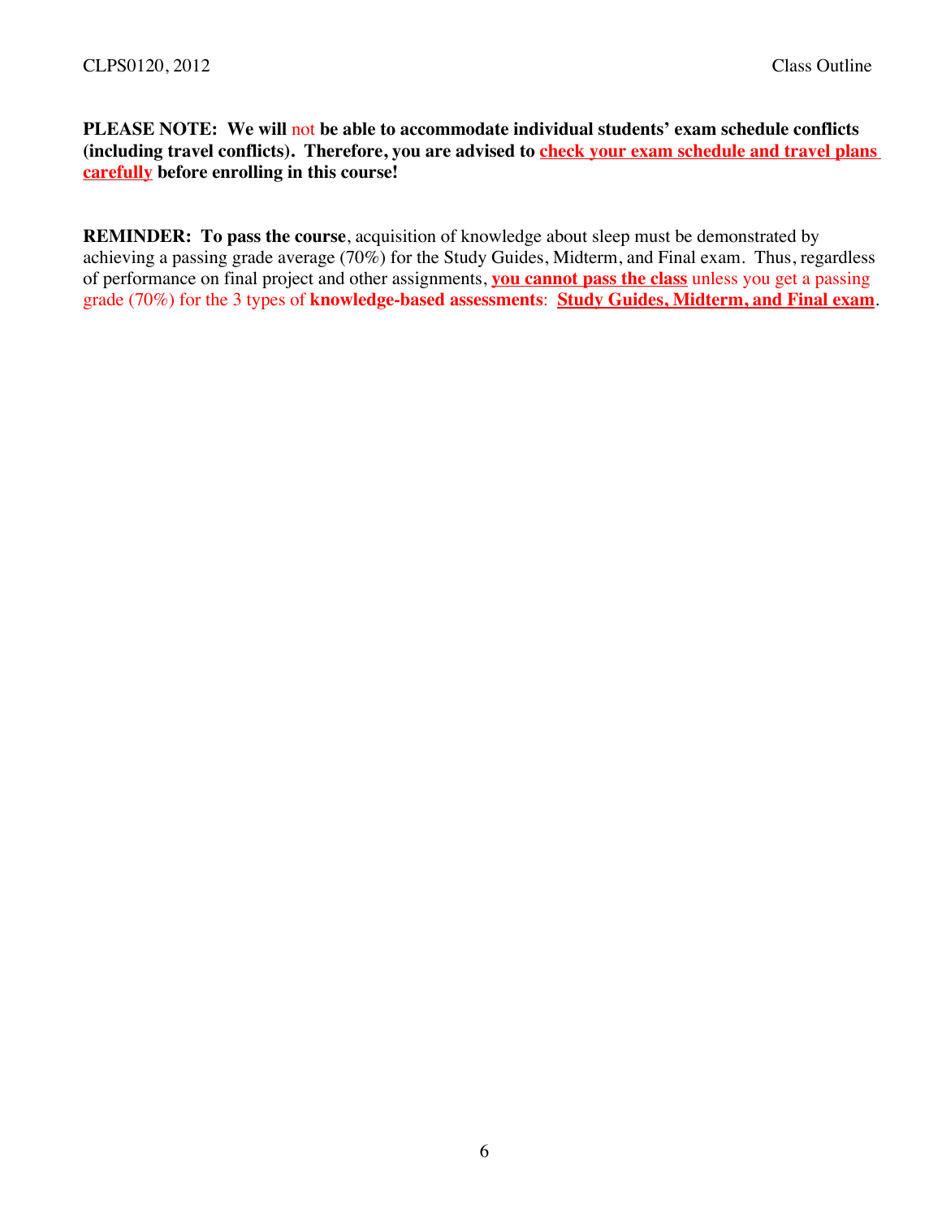**PLEASE NOTE: We will not be able to accommodate individual students' exam schedule conflicts (including travel conflicts). Therefore, you are advised to check your exam schedule and travel plans carefully before enrolling in this course!**

**REMINDER: To pass the course**, acquisition of knowledge about sleep must be demonstrated by achieving a passing grade average (70%) for the Study Guides, Midterm, and Final exam. Thus, regardless of performance on final project and other assignments, **you cannot pass the class** unless you get a passing grade (70%) for the 3 types of **knowledge-based assessments**: **Study Guides, Midterm, and Final exam**.